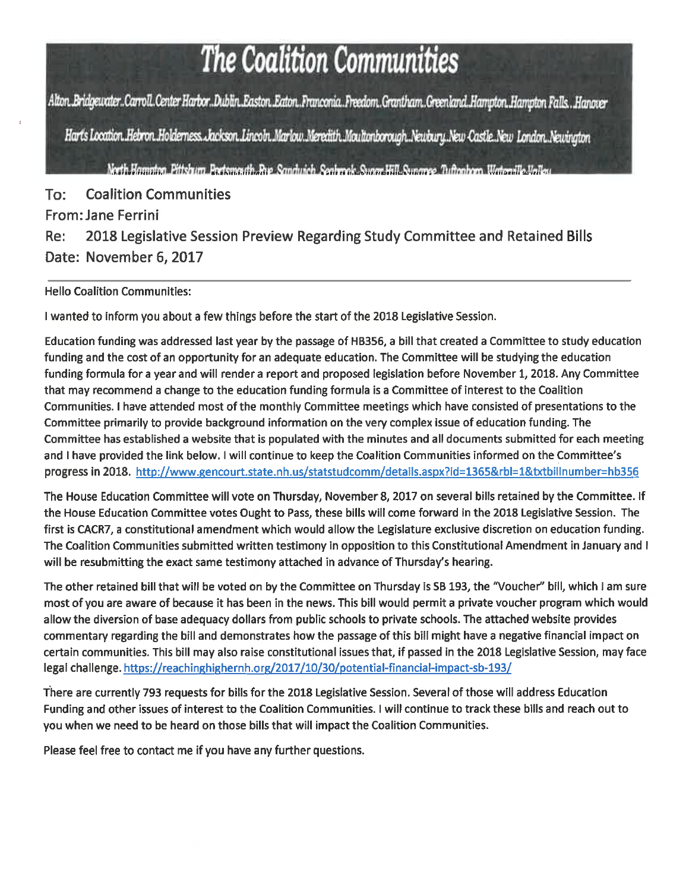# The Coalition Communities

Alton. Bridgewater. Carroll. Center Harbor. Dublin. Easton. Eaton. Franconia. Freedom. Grantham. Greenland. Hampton. Hampton Falls. Hanover

Harts Location. Hebron. Holderness. Jackson. Lincoln. Marlow. Meredith. Moultonborough. Newbury. New Castle. New London. Newington

North Hampton. Pittsburg. Portsmouth. Rye. Sandwich. Seabrook. Sugar Hill. Sunapee. Tuftonboro. Waterville Valley

---

**To:** Coalition Communities

**From:** Jane Ferrini

**Re:** 2018 Legislative Session Preview Regarding Study Committee and Retained Bills

**Date:** November 6, 2017

---

Hello Coalition Communities:

I wanted to inform you about a few things before the start of the 2018 Legislative Session.

Education funding was addressed last year by the passage of HB356, a bill that created a Committee to study education funding and the cost of an opportunity for an adequate education. The Committee will be studying the education funding formula for a year and will render a report and proposed legislation before November 1, 2018. Any Committee that may recommend a change to the education funding formula is a Committee of interest to the Coalition Communities. I have attended most of the monthly Committee meetings which have consisted of presentations to the Committee primarily to provide background information on the very complex issue of education funding. The Committee has established a website that is populated with the minutes and all documents submitted for each meeting and I have provided the link below. I will continue to keep the Coalition Communities informed on the Committee's progress in 2018. http://www.gencourt.state.nh.us/statstudcomm/details.aspx?id=1365&rbl=1&txtbillnumber=hb356

The House Education Committee will vote on Thursday, November 8, 2017 on several bills retained by the Committee. If the House Education Committee votes Ought to Pass, these bills will come forward in the 2018 Legislative Session. The first is CACR7, a constitutional amendment which would allow the Legislature exclusive discretion on education funding. The Coalition Communities submitted written testimony in opposition to this Constitutional Amendment in January and I will be resubmitting the exact same testimony attached in advance of Thursday's hearing.

The other retained bill that will be voted on by the Committee on Thursday is SB 193, the "Voucher" bill, which I am sure most of you are aware of because it has been in the news. This bill would permit a private voucher program which would allow the diversion of base adequacy dollars from public schools to private schools. The attached website provides commentary regarding the bill and demonstrates how the passage of this bill might have a negative financial impact on certain communities. This bill may also raise constitutional issues that, if passed in the 2018 Legislative Session, may face legal challenge. https://reachinghighernh.org/2017/10/30/potential-financial-impact-sb-193/

There are currently 793 requests for bills for the 2018 Legislative Session. Several of those will address Education Funding and other issues of interest to the Coalition Communities. I will continue to track these bills and reach out to you when we need to be heard on those bills that will impact the Coalition Communities.

Please feel free to contact me if you have any further questions.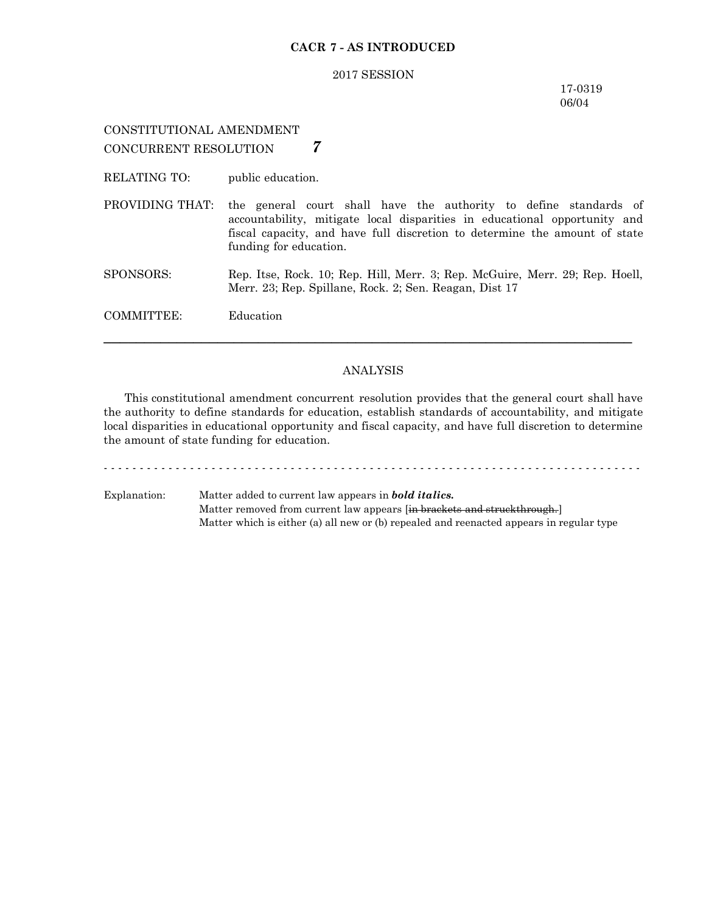**CACR 7 - AS INTRODUCED**

2017 SESSION

17-0319
06/04

CONSTITUTIONAL AMENDMENT
CONCURRENT RESOLUTION ***7***

RELATING TO: public education.

PROVIDING THAT: the general court shall have the authority to define standards of accountability, mitigate local disparities in educational opportunity and fiscal capacity, and have full discretion to determine the amount of state funding for education.

SPONSORS: Rep. Itse, Rock. 10; Rep. Hill, Merr. 3; Rep. McGuire, Merr. 29; Rep. Hoell, Merr. 23; Rep. Spillane, Rock. 2; Sen. Reagan, Dist 17

COMMITTEE: Education

---

ANALYSIS

This constitutional amendment concurrent resolution provides that the general court shall have the authority to define standards for education, establish standards of accountability, and mitigate local disparities in educational opportunity and fiscal capacity, and have full discretion to determine the amount of state funding for education.

- - - - - - - - - - - - - - - - - - - - - - - - - - - - - - - - - - - - - - - - - - - - - - - - - - - - - - - - - - - - - - - - - - - - - - - - - - -

Explanation: Matter added to current law appears in ***bold italics.***
Matter removed from current law appears [~~in brackets and struckthrough.~~]
Matter which is either (a) all new or (b) repealed and reenacted appears in regular type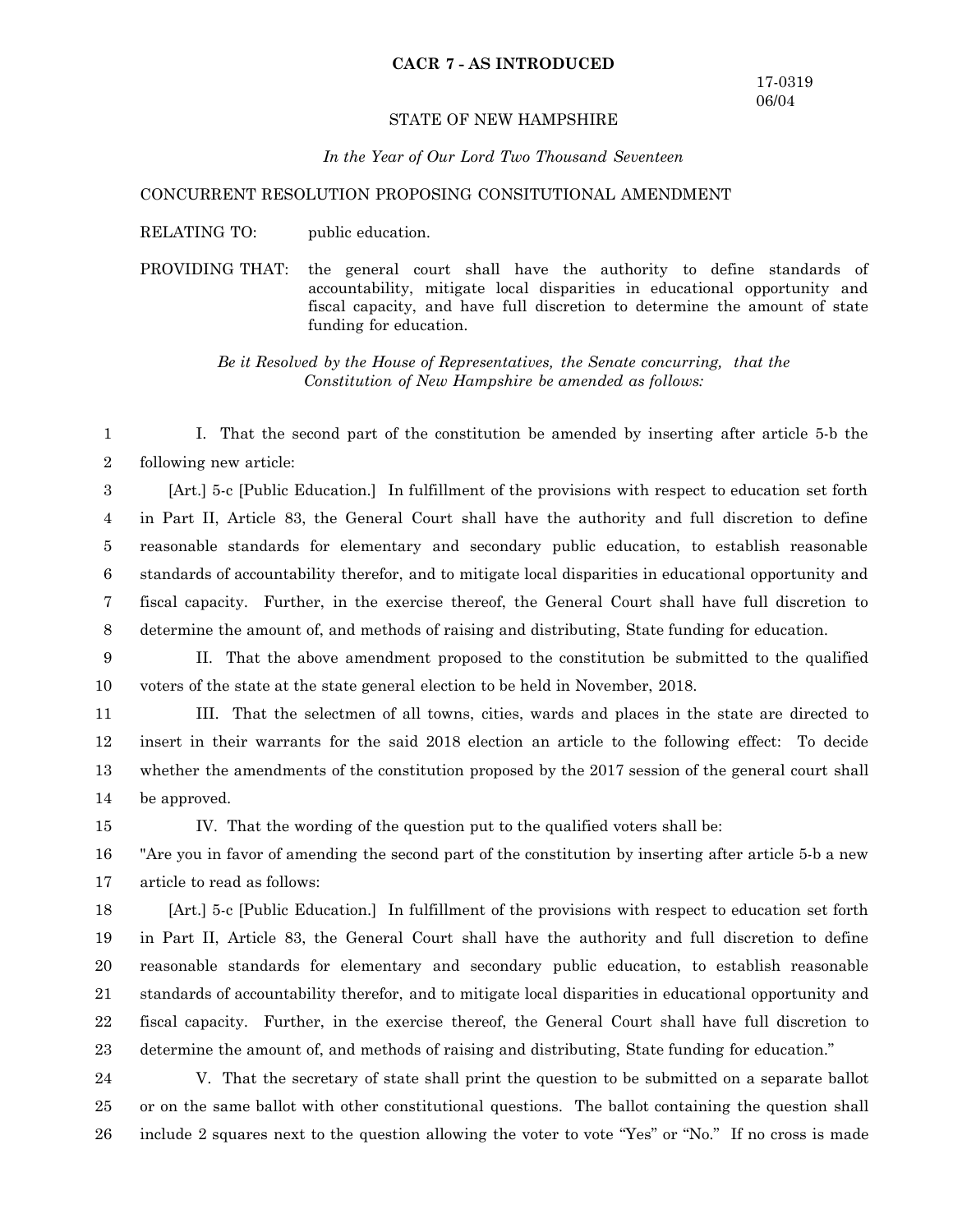**CACR 7 - AS INTRODUCED**

17-0319
06/04

STATE OF NEW HAMPSHIRE

*In the Year of Our Lord Two Thousand Seventeen*

CONCURRENT RESOLUTION PROPOSING CONSITUTIONAL AMENDMENT

RELATING TO: public education.

PROVIDING THAT: the general court shall have the authority to define standards of accountability, mitigate local disparities in educational opportunity and fiscal capacity, and have full discretion to determine the amount of state funding for education.

*Be it Resolved by the House of Representatives, the Senate concurring, that the Constitution of New Hampshire be amended as follows:*

1 I. That the second part of the constitution be amended by inserting after article 5-b the
2 following new article:

3 [Art.] 5-c [Public Education.] In fulfillment of the provisions with respect to education set forth
4 in Part II, Article 83, the General Court shall have the authority and full discretion to define
5 reasonable standards for elementary and secondary public education, to establish reasonable
6 standards of accountability therefor, and to mitigate local disparities in educational opportunity and
7 fiscal capacity. Further, in the exercise thereof, the General Court shall have full discretion to
8 determine the amount of, and methods of raising and distributing, State funding for education.

9 II. That the above amendment proposed to the constitution be submitted to the qualified
10 voters of the state at the state general election to be held in November, 2018.

11 III. That the selectmen of all towns, cities, wards and places in the state are directed to
12 insert in their warrants for the said 2018 election an article to the following effect: To decide
13 whether the amendments of the constitution proposed by the 2017 session of the general court shall
14 be approved.

15 IV. That the wording of the question put to the qualified voters shall be:

16 "Are you in favor of amending the second part of the constitution by inserting after article 5-b a new
17 article to read as follows:

18 [Art.] 5-c [Public Education.] In fulfillment of the provisions with respect to education set forth
19 in Part II, Article 83, the General Court shall have the authority and full discretion to define
20 reasonable standards for elementary and secondary public education, to establish reasonable
21 standards of accountability therefor, and to mitigate local disparities in educational opportunity and
22 fiscal capacity. Further, in the exercise thereof, the General Court shall have full discretion to
23 determine the amount of, and methods of raising and distributing, State funding for education."

24 V. That the secretary of state shall print the question to be submitted on a separate ballot
25 or on the same ballot with other constitutional questions. The ballot containing the question shall
26 include 2 squares next to the question allowing the voter to vote "Yes" or "No." If no cross is made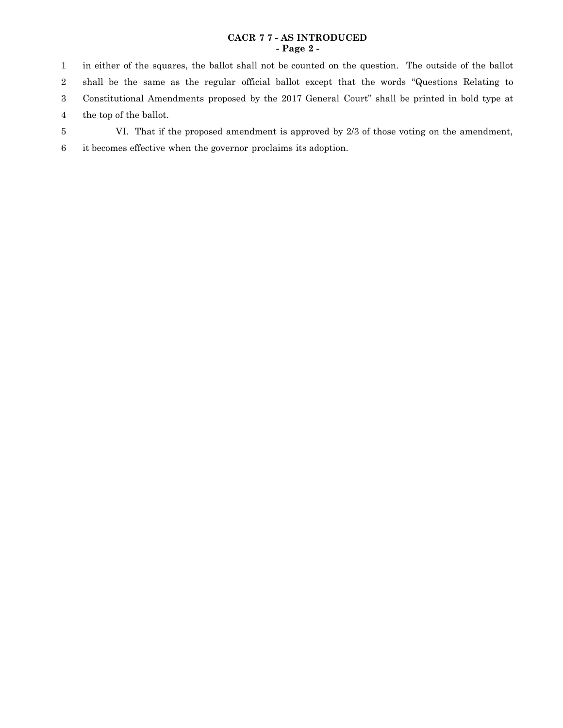in either of the squares, the ballot shall not be counted on the question. The outside of the ballot shall be the same as the regular official ballot except that the words "Questions Relating to Constitutional Amendments proposed by the 2017 General Court" shall be printed in bold type at the top of the ballot.

VI. That if the proposed amendment is approved by 2/3 of those voting on the amendment, it becomes effective when the governor proclaims its adoption.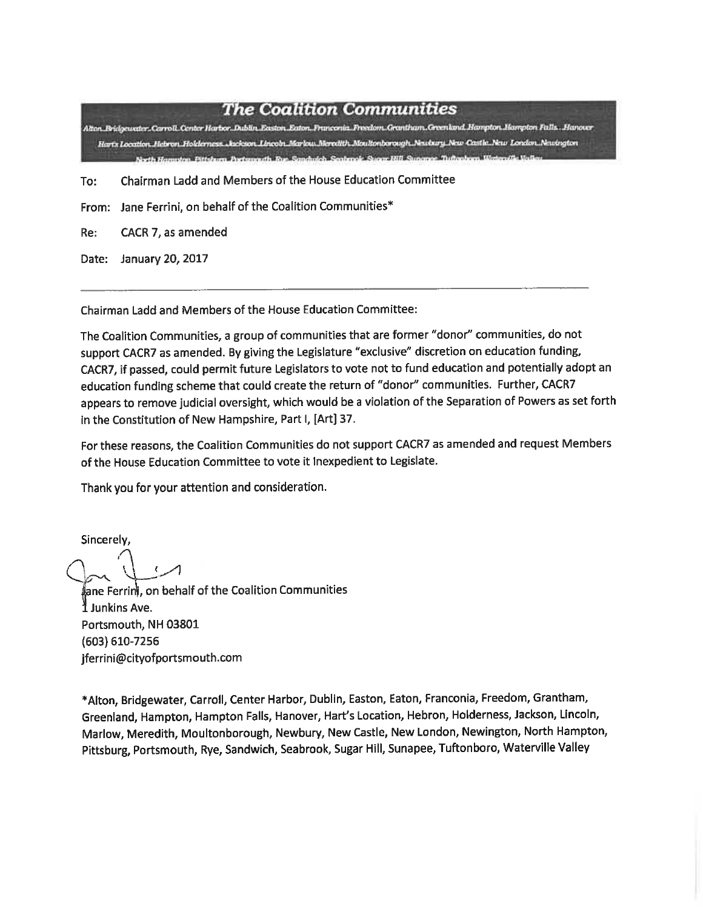# The Coalition Communities

Alton, Bridgewater, Carroll, Center Harbor, Dublin, Easton, Eaton, Franconia, Freedom, Grantham, Greenland, Hampton, Hampton Falls, Hanover, Harts Location, Hebron, Holderness, Jackson, Lincoln, Marlow, Meredith, Moultonborough, Newbury, New Castle, New London, Newington, North Hampton, Pittsburg, Portsmouth, Rye, Sandwich, Seabrook, Sugar Hill, Sunapee, Tuftonboro, Waterville Valley

To: Chairman Ladd and Members of the House Education Committee

From: Jane Ferrini, on behalf of the Coalition Communities*

Re: CACR 7, as amended

Date: January 20, 2017

---

Chairman Ladd and Members of the House Education Committee:

The Coalition Communities, a group of communities that are former "donor" communities, do not support CACR7 as amended. By giving the Legislature "exclusive" discretion on education funding, CACR7, if passed, could permit future Legislators to vote not to fund education and potentially adopt an education funding scheme that could create the return of "donor" communities. Further, CACR7 appears to remove judicial oversight, which would be a violation of the Separation of Powers as set forth in the Constitution of New Hampshire, Part I, [Art] 37.

For these reasons, the Coalition Communities do not support CACR7 as amended and request Members of the House Education Committee to vote it Inexpedient to Legislate.

Thank you for your attention and consideration.

Sincerely,

Jane Ferrini, on behalf of the Coalition Communities
1 Junkins Ave.
Portsmouth, NH 03801
(603) 610-7256
jferrini@cityofportsmouth.com

*Alton, Bridgewater, Carroll, Center Harbor, Dublin, Easton, Eaton, Franconia, Freedom, Grantham, Greenland, Hampton, Hampton Falls, Hanover, Hart's Location, Hebron, Holderness, Jackson, Lincoln, Marlow, Meredith, Moultonborough, Newbury, New Castle, New London, Newington, North Hampton, Pittsburg, Portsmouth, Rye, Sandwich, Seabrook, Sugar Hill, Sunapee, Tuftonboro, Waterville Valley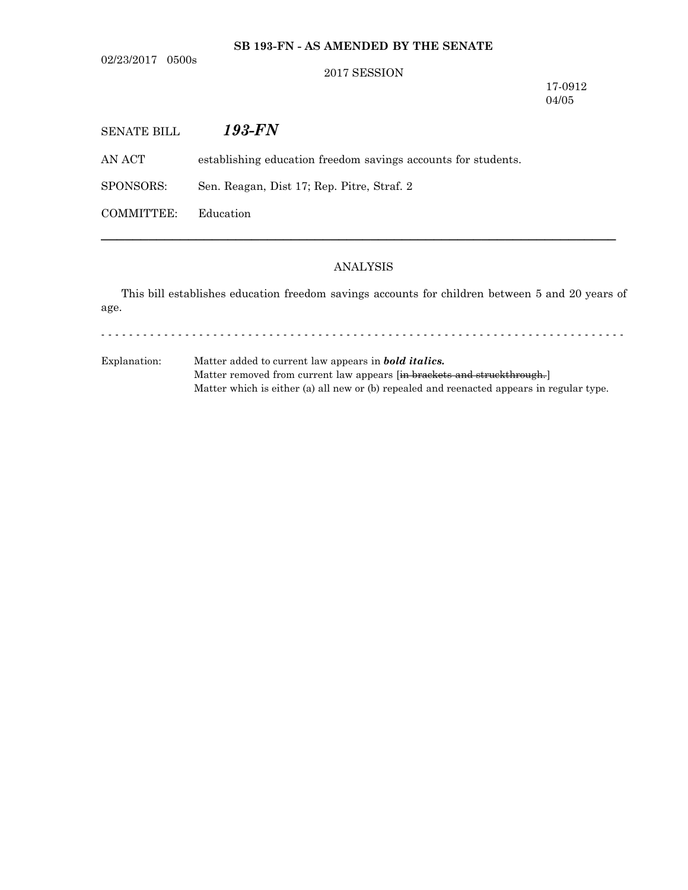**SB 193-FN - AS AMENDED BY THE SENATE**

02/23/2017 0500s

2017 SESSION

17-0912
04/05

SENATE BILL ***193-FN***

AN ACT establishing education freedom savings accounts for students.

SPONSORS: Sen. Reagan, Dist 17; Rep. Pitre, Straf. 2

COMMITTEE: Education

---

## ANALYSIS

This bill establishes education freedom savings accounts for children between 5 and 20 years of age.

- - - - - - - - - - - - - - - - - - - - - - - - - - - - - - - - - - - - - - - - - - - - - - - - - - - - - - - - - - - - - - - - - - - - - - - - - - -

Explanation: Matter added to current law appears in ***bold italics.***
Matter removed from current law appears [~~in brackets and struckthrough.~~]
Matter which is either (a) all new or (b) repealed and reenacted appears in regular type.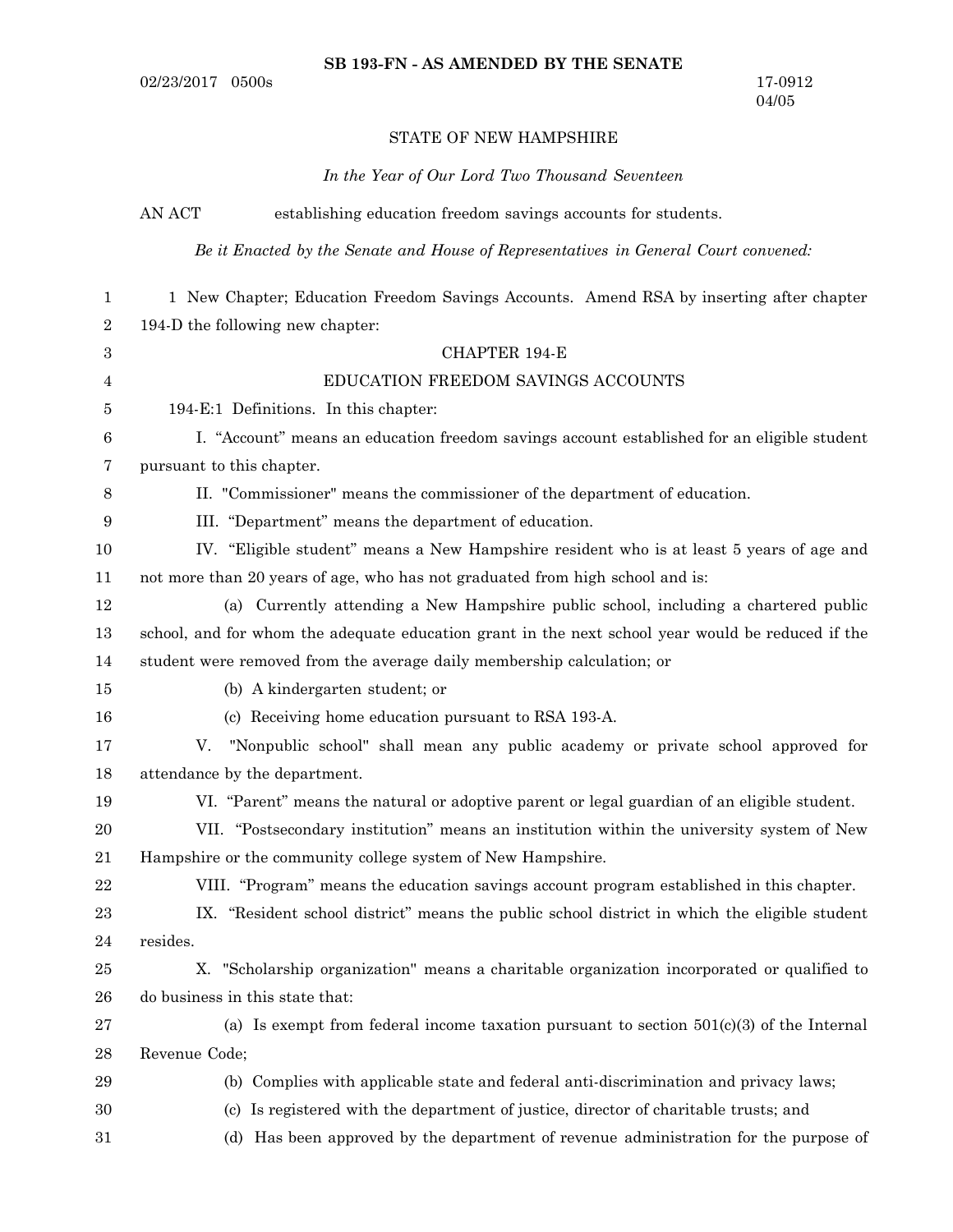**SB 193-FN - AS AMENDED BY THE SENATE**

02/23/2017 0500s

17-0912
04/05

STATE OF NEW HAMPSHIRE

*In the Year of Our Lord Two Thousand Seventeen*

AN ACT establishing education freedom savings accounts for students.

*Be it Enacted by the Senate and House of Representatives in General Court convened:*

1 New Chapter; Education Freedom Savings Accounts. Amend RSA by inserting after chapter 194-D the following new chapter:

CHAPTER 194-E

EDUCATION FREEDOM SAVINGS ACCOUNTS

194-E:1 Definitions. In this chapter:

I. "Account" means an education freedom savings account established for an eligible student pursuant to this chapter.

II. "Commissioner" means the commissioner of the department of education.

III. "Department" means the department of education.

IV. "Eligible student" means a New Hampshire resident who is at least 5 years of age and not more than 20 years of age, who has not graduated from high school and is:

(a) Currently attending a New Hampshire public school, including a chartered public school, and for whom the adequate education grant in the next school year would be reduced if the student were removed from the average daily membership calculation; or

(b) A kindergarten student; or

(c) Receiving home education pursuant to RSA 193-A.

V. "Nonpublic school" shall mean any public academy or private school approved for attendance by the department.

VI. "Parent" means the natural or adoptive parent or legal guardian of an eligible student.

VII. "Postsecondary institution" means an institution within the university system of New Hampshire or the community college system of New Hampshire.

VIII. "Program" means the education savings account program established in this chapter.

IX. "Resident school district" means the public school district in which the eligible student resides.

X. "Scholarship organization" means a charitable organization incorporated or qualified to do business in this state that:

(a) Is exempt from federal income taxation pursuant to section 501(c)(3) of the Internal Revenue Code;

(b) Complies with applicable state and federal anti-discrimination and privacy laws;

(c) Is registered with the department of justice, director of charitable trusts; and

(d) Has been approved by the department of revenue administration for the purpose of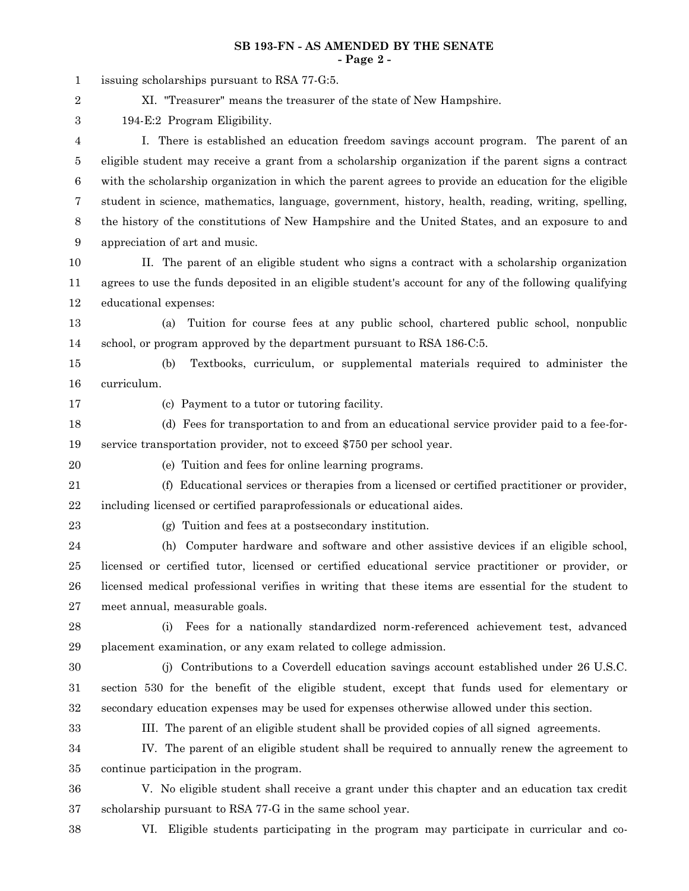issuing scholarships pursuant to RSA 77-G:5.

XI. "Treasurer" means the treasurer of the state of New Hampshire.

194-E:2 Program Eligibility.

I. There is established an education freedom savings account program. The parent of an eligible student may receive a grant from a scholarship organization if the parent signs a contract with the scholarship organization in which the parent agrees to provide an education for the eligible student in science, mathematics, language, government, history, health, reading, writing, spelling, the history of the constitutions of New Hampshire and the United States, and an exposure to and appreciation of art and music.

II. The parent of an eligible student who signs a contract with a scholarship organization agrees to use the funds deposited in an eligible student's account for any of the following qualifying educational expenses:

(a) Tuition for course fees at any public school, chartered public school, nonpublic school, or program approved by the department pursuant to RSA 186-C:5.

(b) Textbooks, curriculum, or supplemental materials required to administer the curriculum.

(c) Payment to a tutor or tutoring facility.

(d) Fees for transportation to and from an educational service provider paid to a fee-for-service transportation provider, not to exceed $750 per school year.

(e) Tuition and fees for online learning programs.

(f) Educational services or therapies from a licensed or certified practitioner or provider, including licensed or certified paraprofessionals or educational aides.

(g) Tuition and fees at a postsecondary institution.

(h) Computer hardware and software and other assistive devices if an eligible school, licensed or certified tutor, licensed or certified educational service practitioner or provider, or licensed medical professional verifies in writing that these items are essential for the student to meet annual, measurable goals.

(i) Fees for a nationally standardized norm-referenced achievement test, advanced placement examination, or any exam related to college admission.

(j) Contributions to a Coverdell education savings account established under 26 U.S.C. section 530 for the benefit of the eligible student, except that funds used for elementary or secondary education expenses may be used for expenses otherwise allowed under this section.

III. The parent of an eligible student shall be provided copies of all signed agreements.

IV. The parent of an eligible student shall be required to annually renew the agreement to continue participation in the program.

V. No eligible student shall receive a grant under this chapter and an education tax credit scholarship pursuant to RSA 77-G in the same school year.

VI. Eligible students participating in the program may participate in curricular and co-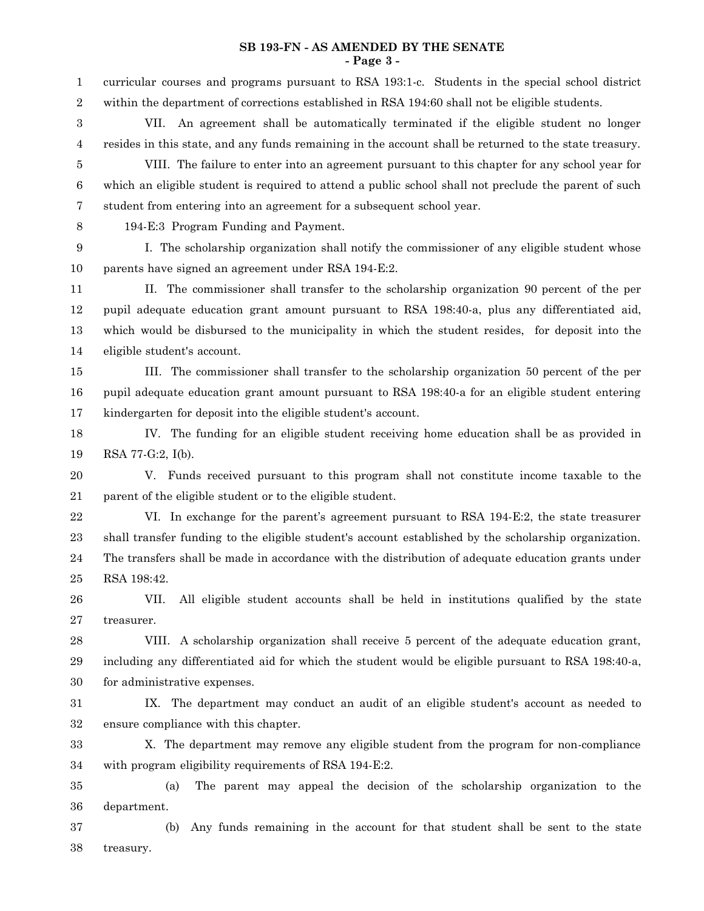curricular courses and programs pursuant to RSA 193:1-c. Students in the special school district within the department of corrections established in RSA 194:60 shall not be eligible students.

VII. An agreement shall be automatically terminated if the eligible student no longer resides in this state, and any funds remaining in the account shall be returned to the state treasury.

VIII. The failure to enter into an agreement pursuant to this chapter for any school year for which an eligible student is required to attend a public school shall not preclude the parent of such student from entering into an agreement for a subsequent school year.

194-E:3 Program Funding and Payment.

I. The scholarship organization shall notify the commissioner of any eligible student whose parents have signed an agreement under RSA 194-E:2.

II. The commissioner shall transfer to the scholarship organization 90 percent of the per pupil adequate education grant amount pursuant to RSA 198:40-a, plus any differentiated aid, which would be disbursed to the municipality in which the student resides, for deposit into the eligible student's account.

III. The commissioner shall transfer to the scholarship organization 50 percent of the per pupil adequate education grant amount pursuant to RSA 198:40-a for an eligible student entering kindergarten for deposit into the eligible student's account.

IV. The funding for an eligible student receiving home education shall be as provided in RSA 77-G:2, I(b).

V. Funds received pursuant to this program shall not constitute income taxable to the parent of the eligible student or to the eligible student.

VI. In exchange for the parent's agreement pursuant to RSA 194-E:2, the state treasurer shall transfer funding to the eligible student's account established by the scholarship organization. The transfers shall be made in accordance with the distribution of adequate education grants under RSA 198:42.

VII. All eligible student accounts shall be held in institutions qualified by the state treasurer.

VIII. A scholarship organization shall receive 5 percent of the adequate education grant, including any differentiated aid for which the student would be eligible pursuant to RSA 198:40-a, for administrative expenses.

IX. The department may conduct an audit of an eligible student's account as needed to ensure compliance with this chapter.

X. The department may remove any eligible student from the program for non-compliance with program eligibility requirements of RSA 194-E:2.

(a) The parent may appeal the decision of the scholarship organization to the department.

(b) Any funds remaining in the account for that student shall be sent to the state treasury.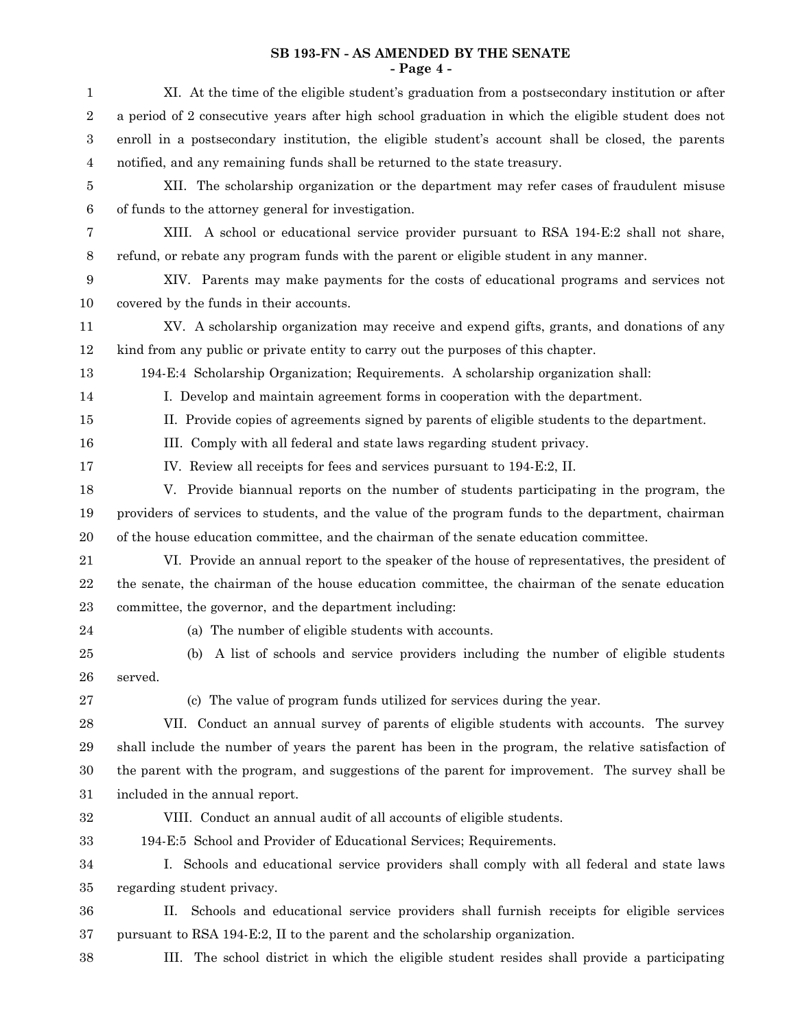XI. At the time of the eligible student's graduation from a postsecondary institution or after a period of 2 consecutive years after high school graduation in which the eligible student does not enroll in a postsecondary institution, the eligible student's account shall be closed, the parents notified, and any remaining funds shall be returned to the state treasury.

XII. The scholarship organization or the department may refer cases of fraudulent misuse of funds to the attorney general for investigation.

XIII. A school or educational service provider pursuant to RSA 194-E:2 shall not share, refund, or rebate any program funds with the parent or eligible student in any manner.

XIV. Parents may make payments for the costs of educational programs and services not covered by the funds in their accounts.

XV. A scholarship organization may receive and expend gifts, grants, and donations of any kind from any public or private entity to carry out the purposes of this chapter.

194-E:4 Scholarship Organization; Requirements. A scholarship organization shall:

I. Develop and maintain agreement forms in cooperation with the department.

II. Provide copies of agreements signed by parents of eligible students to the department.

III. Comply with all federal and state laws regarding student privacy.

IV. Review all receipts for fees and services pursuant to 194-E:2, II.

V. Provide biannual reports on the number of students participating in the program, the providers of services to students, and the value of the program funds to the department, chairman of the house education committee, and the chairman of the senate education committee.

VI. Provide an annual report to the speaker of the house of representatives, the president of the senate, the chairman of the house education committee, the chairman of the senate education committee, the governor, and the department including:

(a) The number of eligible students with accounts.

(b) A list of schools and service providers including the number of eligible students served.

(c) The value of program funds utilized for services during the year.

VII. Conduct an annual survey of parents of eligible students with accounts. The survey shall include the number of years the parent has been in the program, the relative satisfaction of the parent with the program, and suggestions of the parent for improvement. The survey shall be included in the annual report.

VIII. Conduct an annual audit of all accounts of eligible students.

194-E:5 School and Provider of Educational Services; Requirements.

I. Schools and educational service providers shall comply with all federal and state laws regarding student privacy.

II. Schools and educational service providers shall furnish receipts for eligible services pursuant to RSA 194-E:2, II to the parent and the scholarship organization.

III. The school district in which the eligible student resides shall provide a participating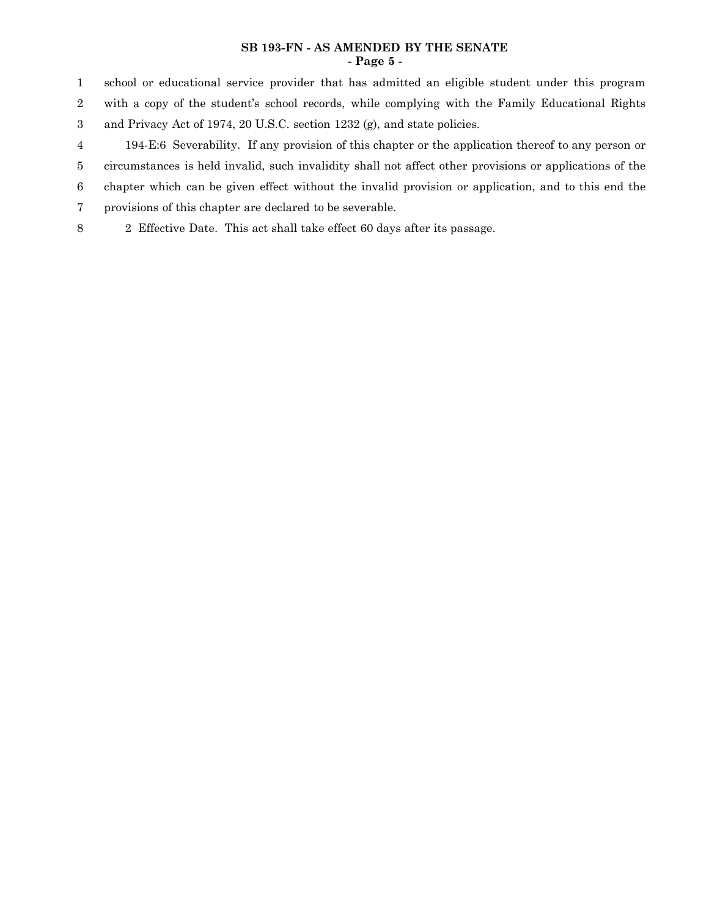school or educational service provider that has admitted an eligible student under this program with a copy of the student's school records, while complying with the Family Educational Rights and Privacy Act of 1974, 20 U.S.C. section 1232 (g), and state policies.

194-E:6 Severability. If any provision of this chapter or the application thereof to any person or circumstances is held invalid, such invalidity shall not affect other provisions or applications of the chapter which can be given effect without the invalid provision or application, and to this end the provisions of this chapter are declared to be severable.

2 Effective Date. This act shall take effect 60 days after its passage.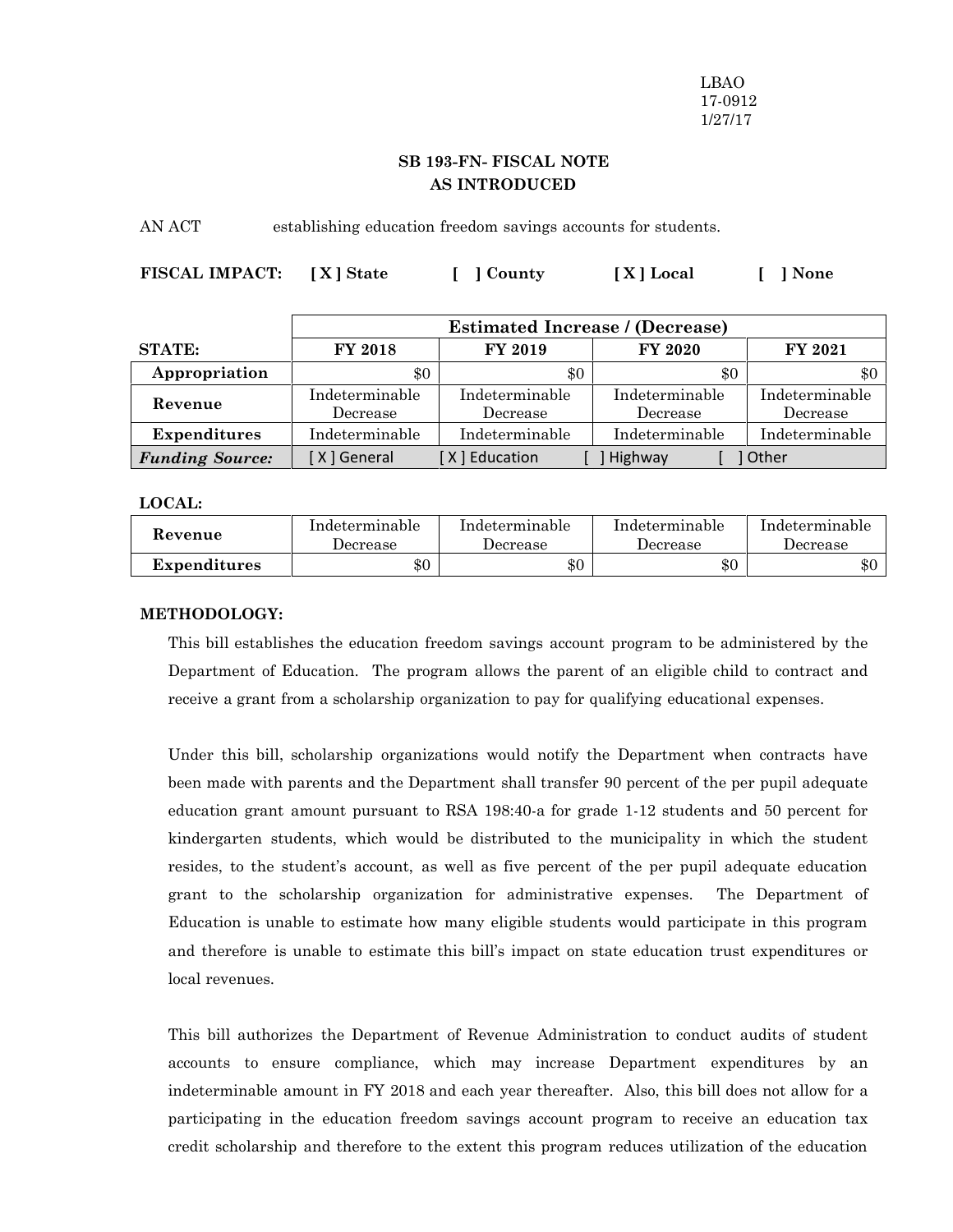LBAO
17-0912
1/27/17

**SB 193-FN- FISCAL NOTE**
**AS INTRODUCED**

AN ACT establishing education freedom savings accounts for students.

**FISCAL IMPACT: [ X ] State [ ] County [ X ] Local [ ] None**

| | Estimated Increase / (Decrease) | | | |
|---|---|---|---|---|
| **STATE:** | **FY 2018** | **FY 2019** | **FY 2020** | **FY 2021** |
| **Appropriation** | $0 | $0 | $0 | $0 |
| **Revenue** | Indeterminable Decrease | Indeterminable Decrease | Indeterminable Decrease | Indeterminable Decrease |
| **Expenditures** | Indeterminable | Indeterminable | Indeterminable | Indeterminable |
| ***Funding Source:*** | [ X ] General | [ X ] Education | [ ] Highway | [ ] Other |

**LOCAL:**

| | | | | |
|---|---|---|---|---|
| **Revenue** | Indeterminable Decrease | Indeterminable Decrease | Indeterminable Decrease | Indeterminable Decrease |
| **Expenditures** | $0 | $0 | $0 | $0 |

**METHODOLOGY:**

This bill establishes the education freedom savings account program to be administered by the Department of Education. The program allows the parent of an eligible child to contract and receive a grant from a scholarship organization to pay for qualifying educational expenses.

Under this bill, scholarship organizations would notify the Department when contracts have been made with parents and the Department shall transfer 90 percent of the per pupil adequate education grant amount pursuant to RSA 198:40-a for grade 1-12 students and 50 percent for kindergarten students, which would be distributed to the municipality in which the student resides, to the student's account, as well as five percent of the per pupil adequate education grant to the scholarship organization for administrative expenses. The Department of Education is unable to estimate how many eligible students would participate in this program and therefore is unable to estimate this bill's impact on state education trust expenditures or local revenues.

This bill authorizes the Department of Revenue Administration to conduct audits of student accounts to ensure compliance, which may increase Department expenditures by an indeterminable amount in FY 2018 and each year thereafter. Also, this bill does not allow for a participating in the education freedom savings account program to receive an education tax credit scholarship and therefore to the extent this program reduces utilization of the education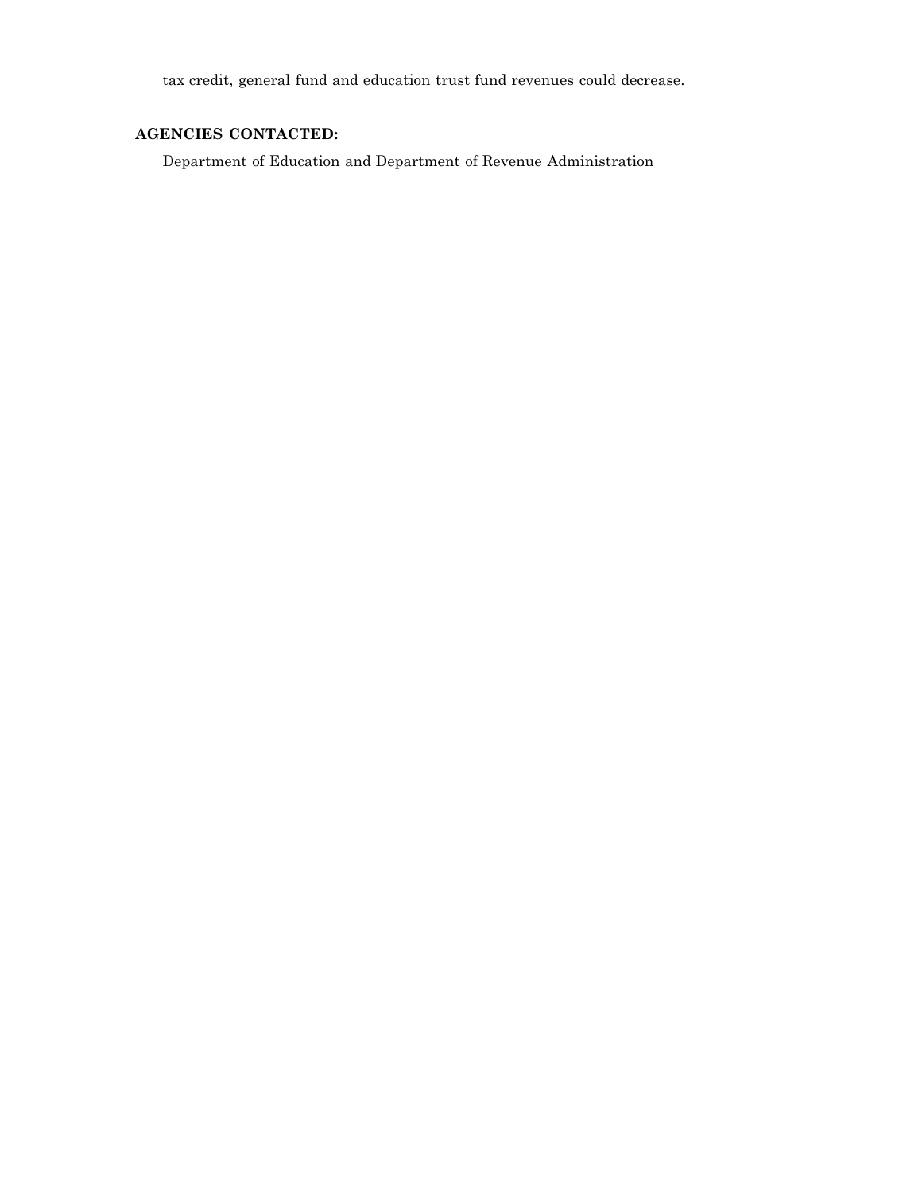tax credit, general fund and education trust fund revenues could decrease.

**AGENCIES CONTACTED:**

Department of Education and Department of Revenue Administration